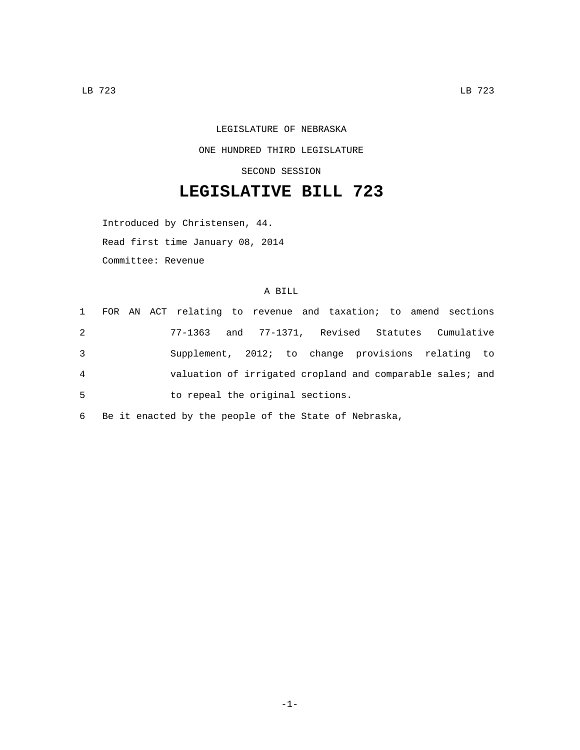LEGISLATURE OF NEBRASKA

ONE HUNDRED THIRD LEGISLATURE

SECOND SESSION

# LEGISLATIVE BILL 723

Introduced by Christensen, 44.

Read first time January 08, 2014

Committee: Revenue

A BILL

1 FOR AN ACT relating to revenue and taxation; to amend sections
2 77-1363 and 77-1371, Revised Statutes Cumulative
3 Supplement, 2012; to change provisions relating to
4 valuation of irrigated cropland and comparable sales; and
5 to repeal the original sections.
6 Be it enacted by the people of the State of Nebraska,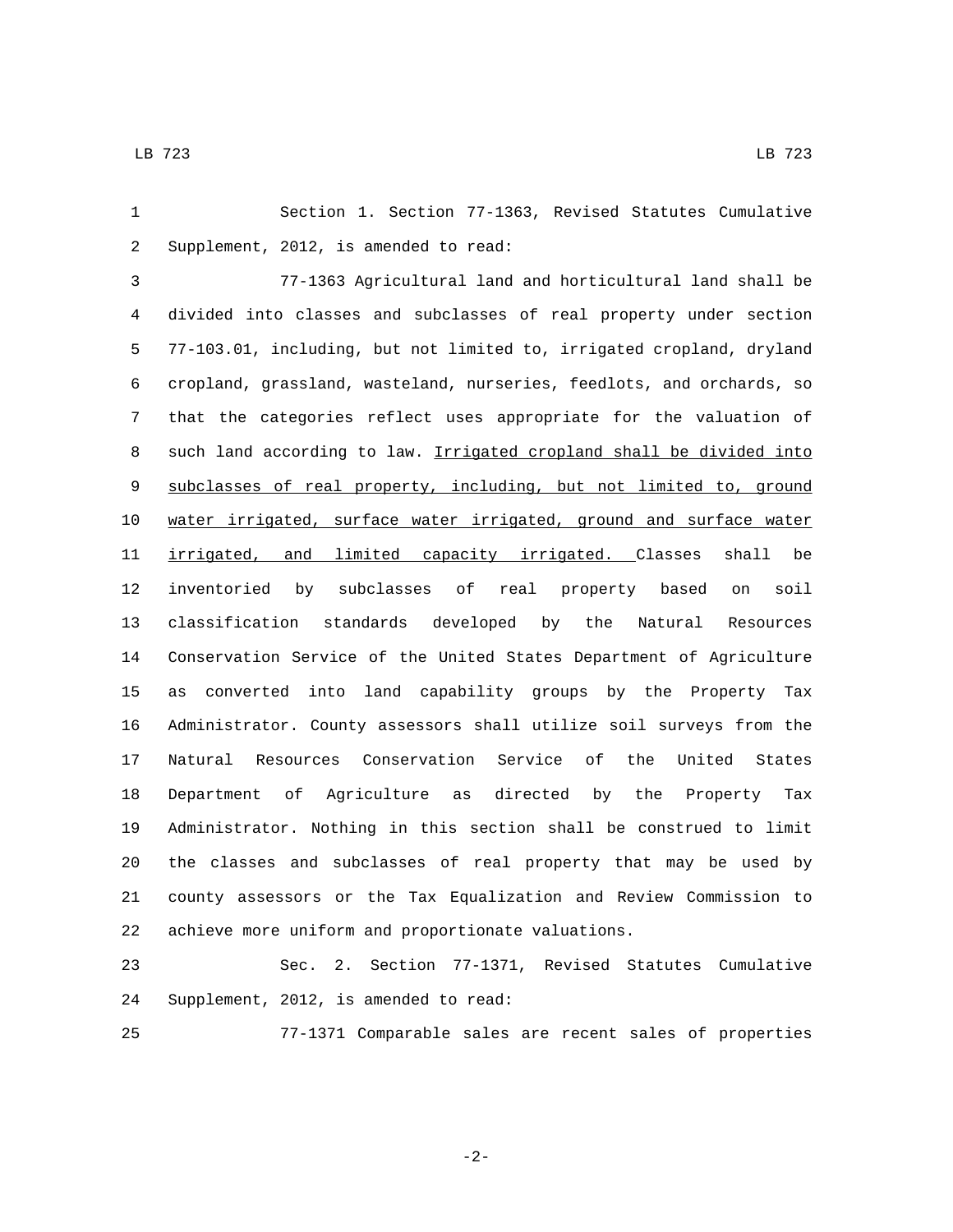Section 1. Section 77-1363, Revised Statutes Cumulative Supplement, 2012, is amended to read:

77-1363 Agricultural land and horticultural land shall be divided into classes and subclasses of real property under section 77-103.01, including, but not limited to, irrigated cropland, dryland cropland, grassland, wasteland, nurseries, feedlots, and orchards, so that the categories reflect uses appropriate for the valuation of such land according to law. <u>Irrigated cropland shall be divided into subclasses of real property, including, but not limited to, ground water irrigated, surface water irrigated, ground and surface water irrigated, and limited capacity irrigated.</u> Classes shall be inventoried by subclasses of real property based on soil classification standards developed by the Natural Resources Conservation Service of the United States Department of Agriculture as converted into land capability groups by the Property Tax Administrator. County assessors shall utilize soil surveys from the Natural Resources Conservation Service of the United States Department of Agriculture as directed by the Property Tax Administrator. Nothing in this section shall be construed to limit the classes and subclasses of real property that may be used by county assessors or the Tax Equalization and Review Commission to achieve more uniform and proportionate valuations.

Sec. 2. Section 77-1371, Revised Statutes Cumulative Supplement, 2012, is amended to read:

77-1371 Comparable sales are recent sales of properties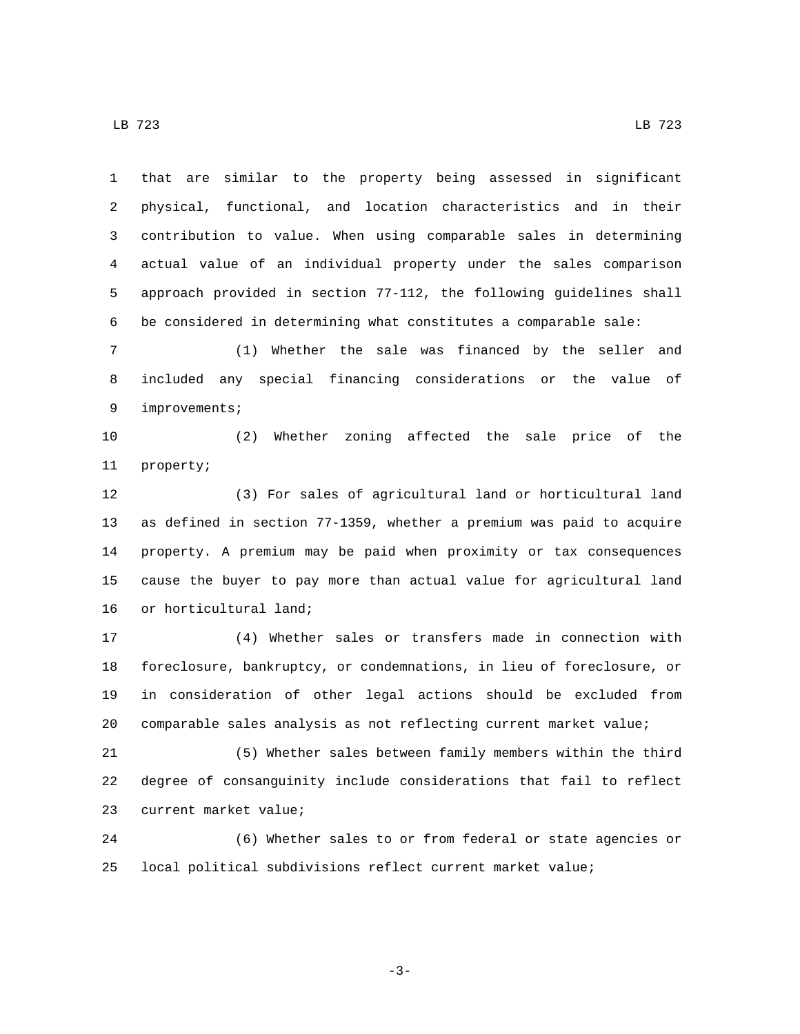that are similar to the property being assessed in significant physical, functional, and location characteristics and in their contribution to value. When using comparable sales in determining actual value of an individual property under the sales comparison approach provided in section 77-112, the following guidelines shall be considered in determining what constitutes a comparable sale:

(1) Whether the sale was financed by the seller and included any special financing considerations or the value of improvements;

(2) Whether zoning affected the sale price of the property;

(3) For sales of agricultural land or horticultural land as defined in section 77-1359, whether a premium was paid to acquire property. A premium may be paid when proximity or tax consequences cause the buyer to pay more than actual value for agricultural land or horticultural land;

(4) Whether sales or transfers made in connection with foreclosure, bankruptcy, or condemnations, in lieu of foreclosure, or in consideration of other legal actions should be excluded from comparable sales analysis as not reflecting current market value;

(5) Whether sales between family members within the third degree of consanguinity include considerations that fail to reflect current market value;

(6) Whether sales to or from federal or state agencies or local political subdivisions reflect current market value;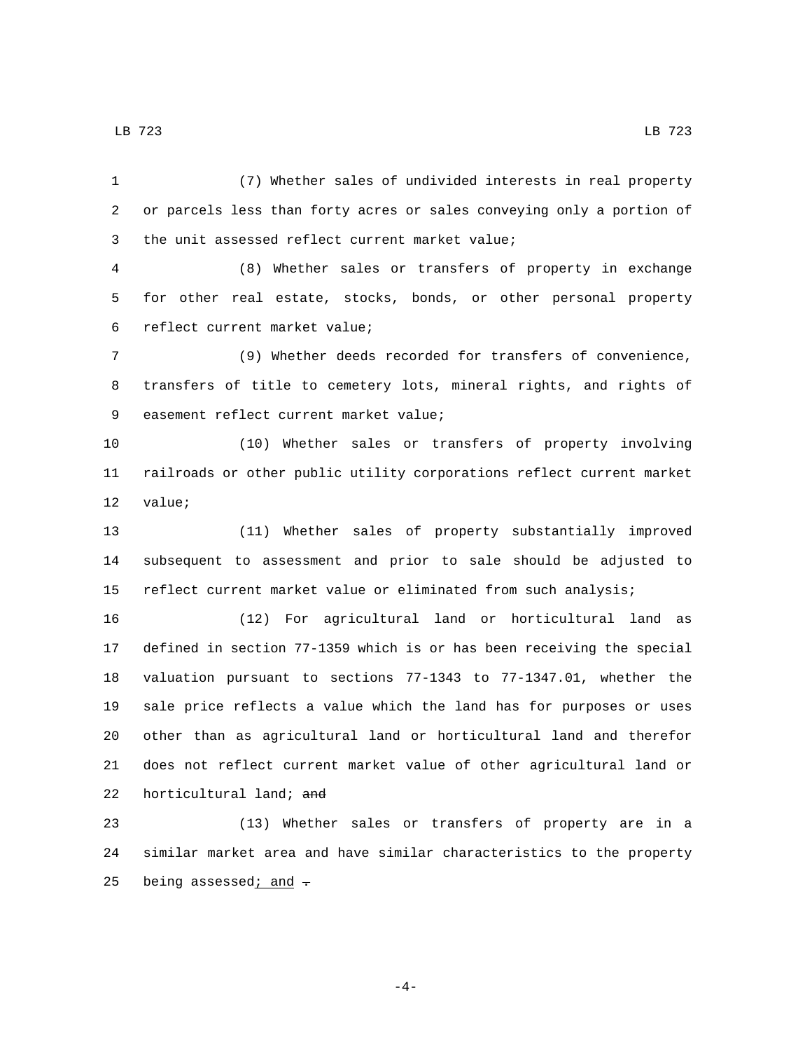(7) Whether sales of undivided interests in real property or parcels less than forty acres or sales conveying only a portion of the unit assessed reflect current market value;

(8) Whether sales or transfers of property in exchange for other real estate, stocks, bonds, or other personal property reflect current market value;

(9) Whether deeds recorded for transfers of convenience, transfers of title to cemetery lots, mineral rights, and rights of easement reflect current market value;

(10) Whether sales or transfers of property involving railroads or other public utility corporations reflect current market value;

(11) Whether sales of property substantially improved subsequent to assessment and prior to sale should be adjusted to reflect current market value or eliminated from such analysis;

(12) For agricultural land or horticultural land as defined in section 77-1359 which is or has been receiving the special valuation pursuant to sections 77-1343 to 77-1347.01, whether the sale price reflects a value which the land has for purposes or uses other than as agricultural land or horticultural land and therefor does not reflect current market value of other agricultural land or horticultural land; ~~and~~

(13) Whether sales or transfers of property are in a similar market area and have similar characteristics to the property being assessed<u>; and</u> ~~.~~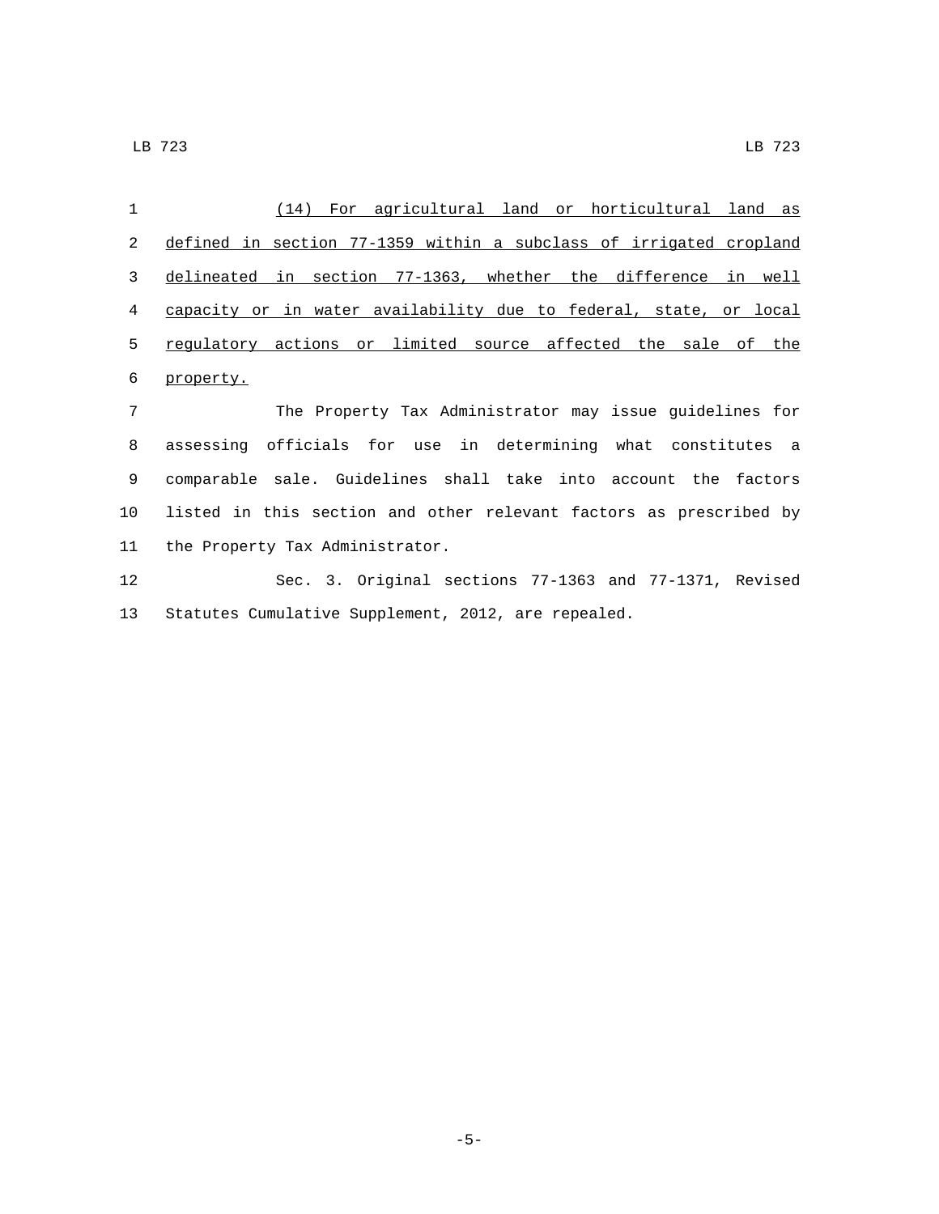(14) For agricultural land or horticultural land as defined in section 77-1359 within a subclass of irrigated cropland delineated in section 77-1363, whether the difference in well capacity or in water availability due to federal, state, or local regulatory actions or limited source affected the sale of the property.

The Property Tax Administrator may issue guidelines for assessing officials for use in determining what constitutes a comparable sale. Guidelines shall take into account the factors listed in this section and other relevant factors as prescribed by the Property Tax Administrator.

Sec. 3. Original sections 77-1363 and 77-1371, Revised Statutes Cumulative Supplement, 2012, are repealed.